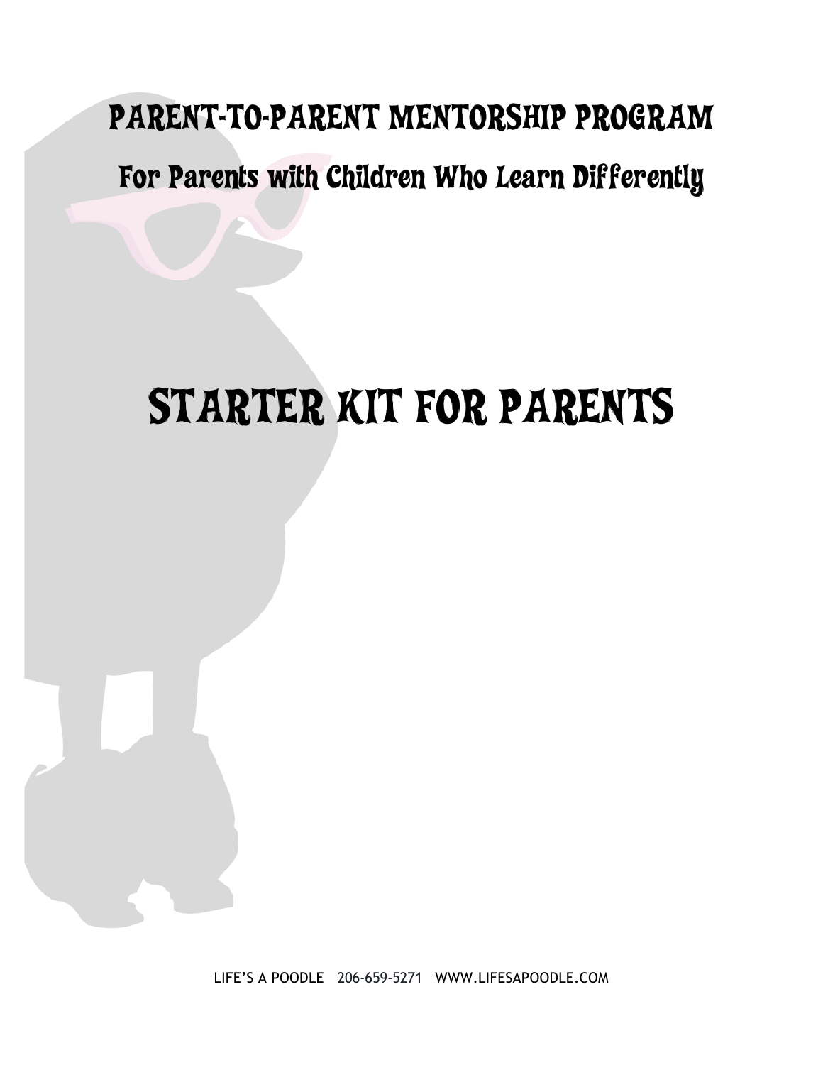# PARENT-TO-PARENT MENTORSHIP PROGRAM

## For Parents with Children Who Learn Differently

# STARTER KIT FOR PARENTS

LIFE'S A POODLE 206-659-5271 WWW.LIFESAPOODLE.COM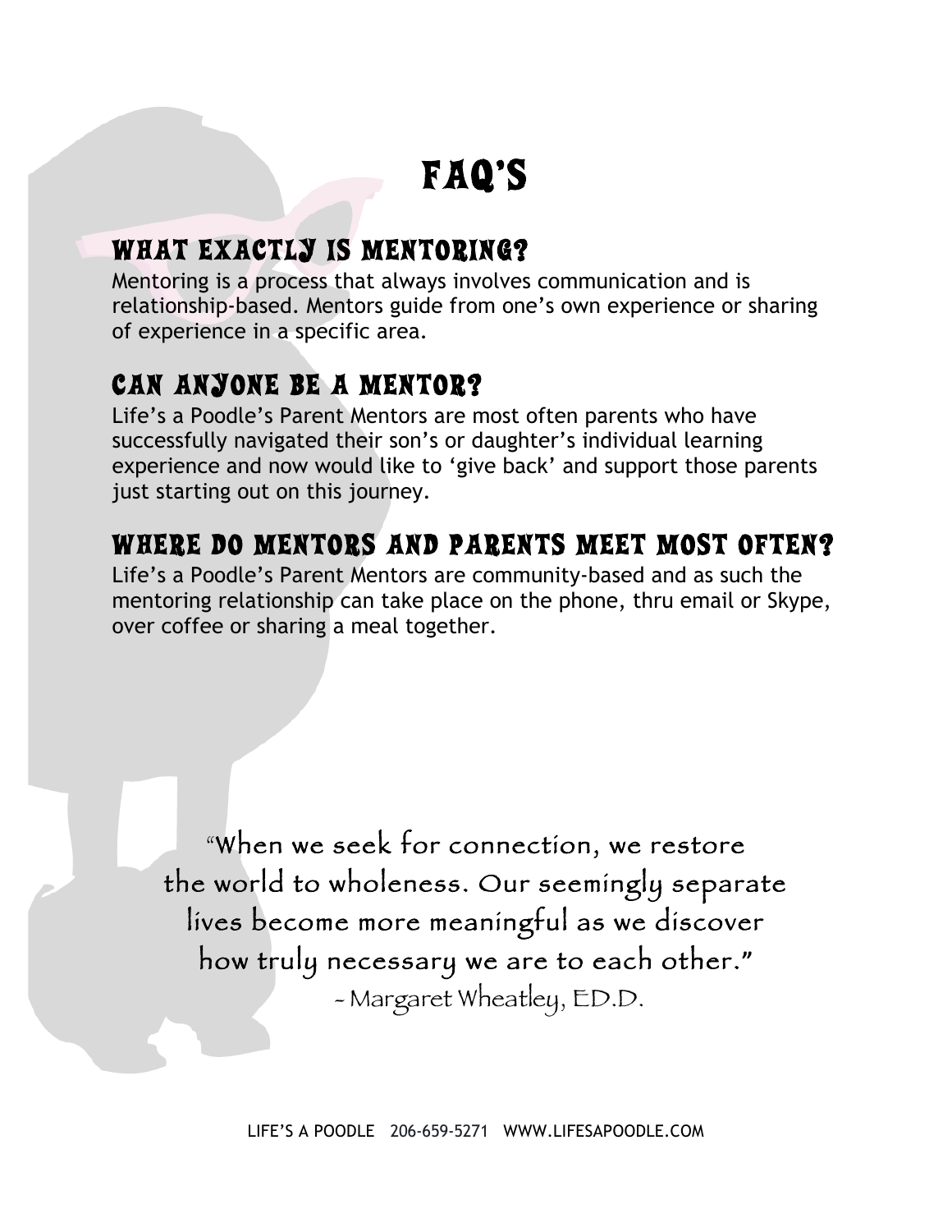# FAQ'S

## WHAT EXACTLY IS MENTORING?

Mentoring is a process that always involves communication and is relationship-based. Mentors guide from one's own experience or sharing of experience in a specific area.

## CAN ANYONE BE A MENTOR?

Life's a Poodle's Parent Mentors are most often parents who have successfully navigated their son's or daughter's individual learning experience and now would like to 'give back' and support those parents just starting out on this journey.

## WHERE DO MENTORS AND PARENTS MEET MOST OFTEN?

Life's a Poodle's Parent Mentors are community-based and as such the mentoring relationship can take place on the phone, thru email or Skype, over coffee or sharing a meal together.

"When we seek for connection, we restore the world to wholeness. Our seemingly separate lives become more meaningful as we discover how truly necessary we are to each other."
~ Margaret Wheatley, ED.D.

LIFE'S A POODLE 206-659-5271 WWW.LIFESAPOODLE.COM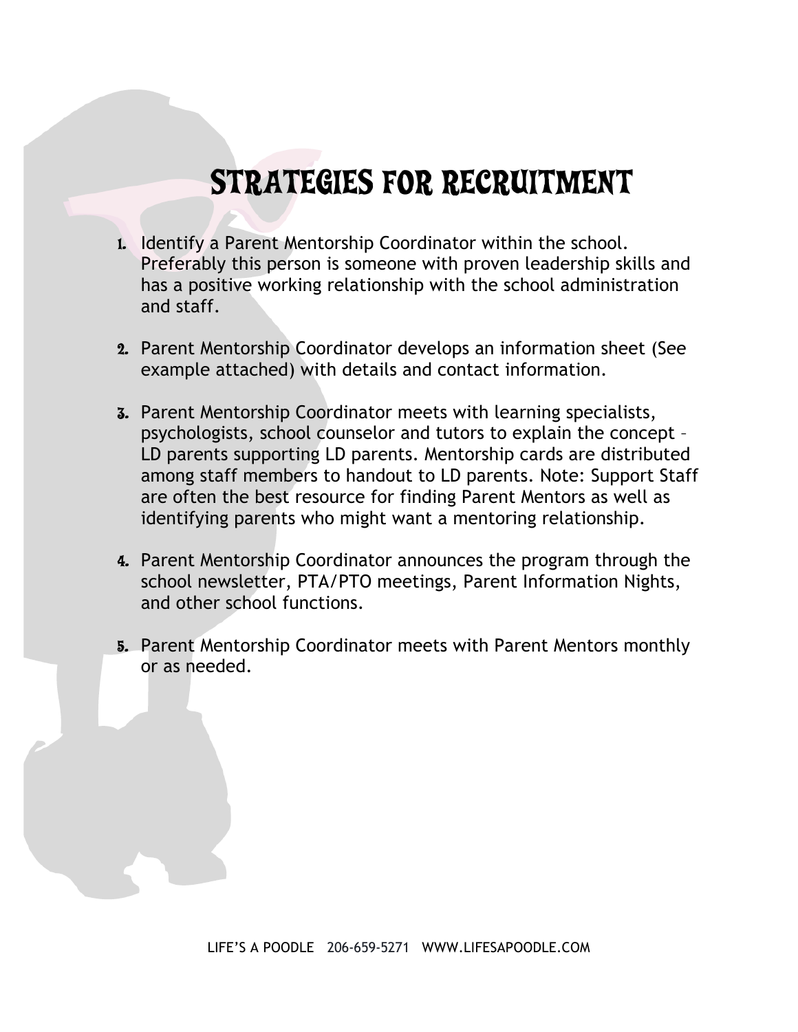# STRATEGIES FOR RECRUITMENT

1. Identify a Parent Mentorship Coordinator within the school. Preferably this person is someone with proven leadership skills and has a positive working relationship with the school administration and staff.

2. Parent Mentorship Coordinator develops an information sheet (See example attached) with details and contact information.

3. Parent Mentorship Coordinator meets with learning specialists, psychologists, school counselor and tutors to explain the concept – LD parents supporting LD parents. Mentorship cards are distributed among staff members to handout to LD parents. Note: Support Staff are often the best resource for finding Parent Mentors as well as identifying parents who might want a mentoring relationship.

4. Parent Mentorship Coordinator announces the program through the school newsletter, PTA/PTO meetings, Parent Information Nights, and other school functions.

5. Parent Mentorship Coordinator meets with Parent Mentors monthly or as needed.

LIFE'S A POODLE 206-659-5271 WWW.LIFESAPOODLE.COM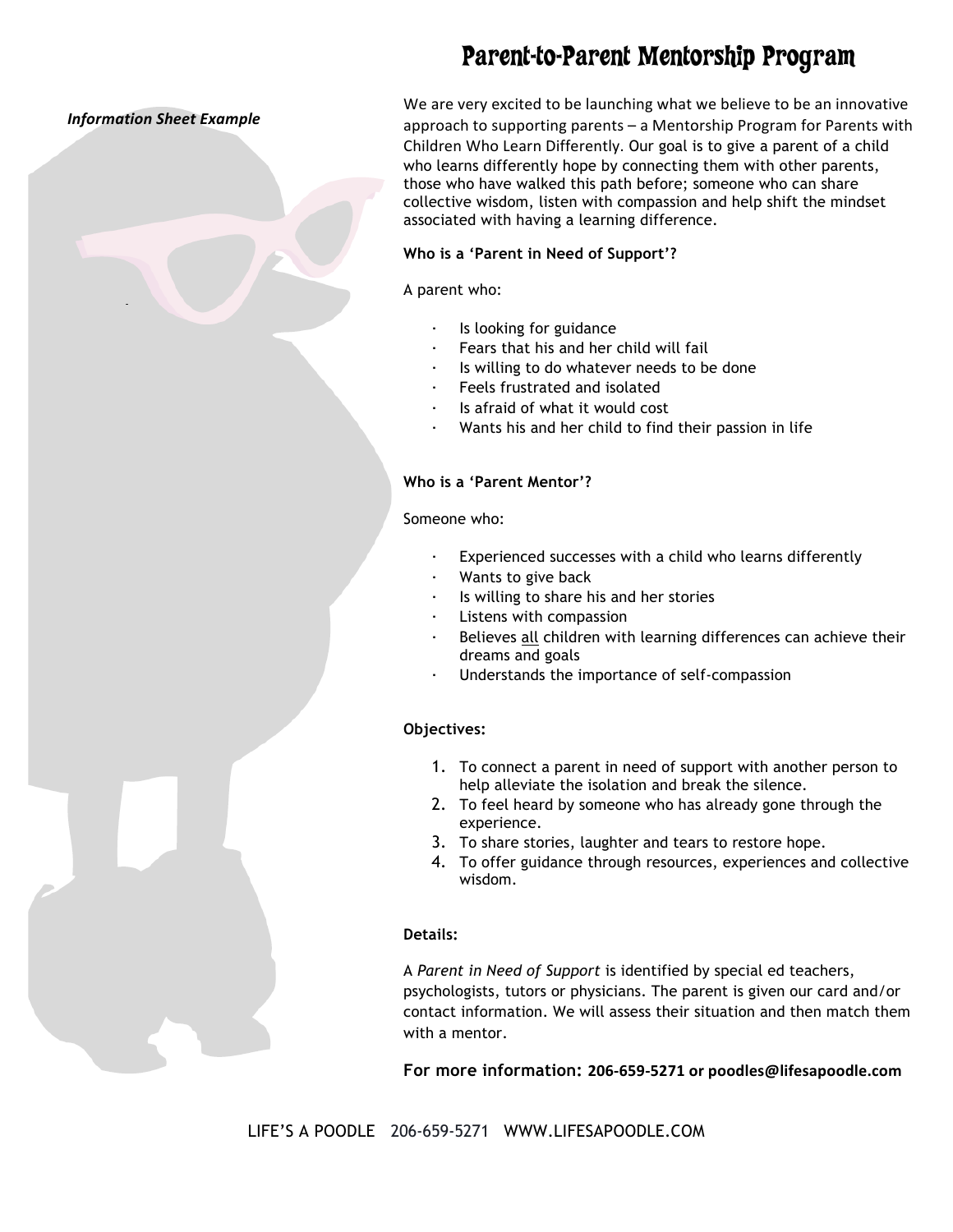*Information Sheet Example*

# Parent-to-Parent Mentorship Program

We are very excited to be launching what we believe to be an innovative approach to supporting parents – a Mentorship Program for Parents with Children Who Learn Differently. Our goal is to give a parent of a child who learns differently hope by connecting them with other parents, those who have walked this path before; someone who can share collective wisdom, listen with compassion and help shift the mindset associated with having a learning difference.

**Who is a 'Parent in Need of Support'?**

A parent who:

- Is looking for guidance
- Fears that his and her child will fail
- Is willing to do whatever needs to be done
- Feels frustrated and isolated
- Is afraid of what it would cost
- Wants his and her child to find their passion in life

**Who is a 'Parent Mentor'?**

Someone who:

- Experienced successes with a child who learns differently
- Wants to give back
- Is willing to share his and her stories
- Listens with compassion
- Believes <u>all</u> children with learning differences can achieve their dreams and goals
- Understands the importance of self-compassion

**Objectives:**

1. To connect a parent in need of support with another person to help alleviate the isolation and break the silence.
2. To feel heard by someone who has already gone through the experience.
3. To share stories, laughter and tears to restore hope.
4. To offer guidance through resources, experiences and collective wisdom.

**Details:**

A *Parent in Need of Support* is identified by special ed teachers, psychologists, tutors or physicians. The parent is given our card and/or contact information. We will assess their situation and then match them with a mentor.

**For more information: 206-659-5271 or poodles@lifesapoodle.com**

LIFE'S A POODLE 206-659-5271 WWW.LIFESAPOODLE.COM